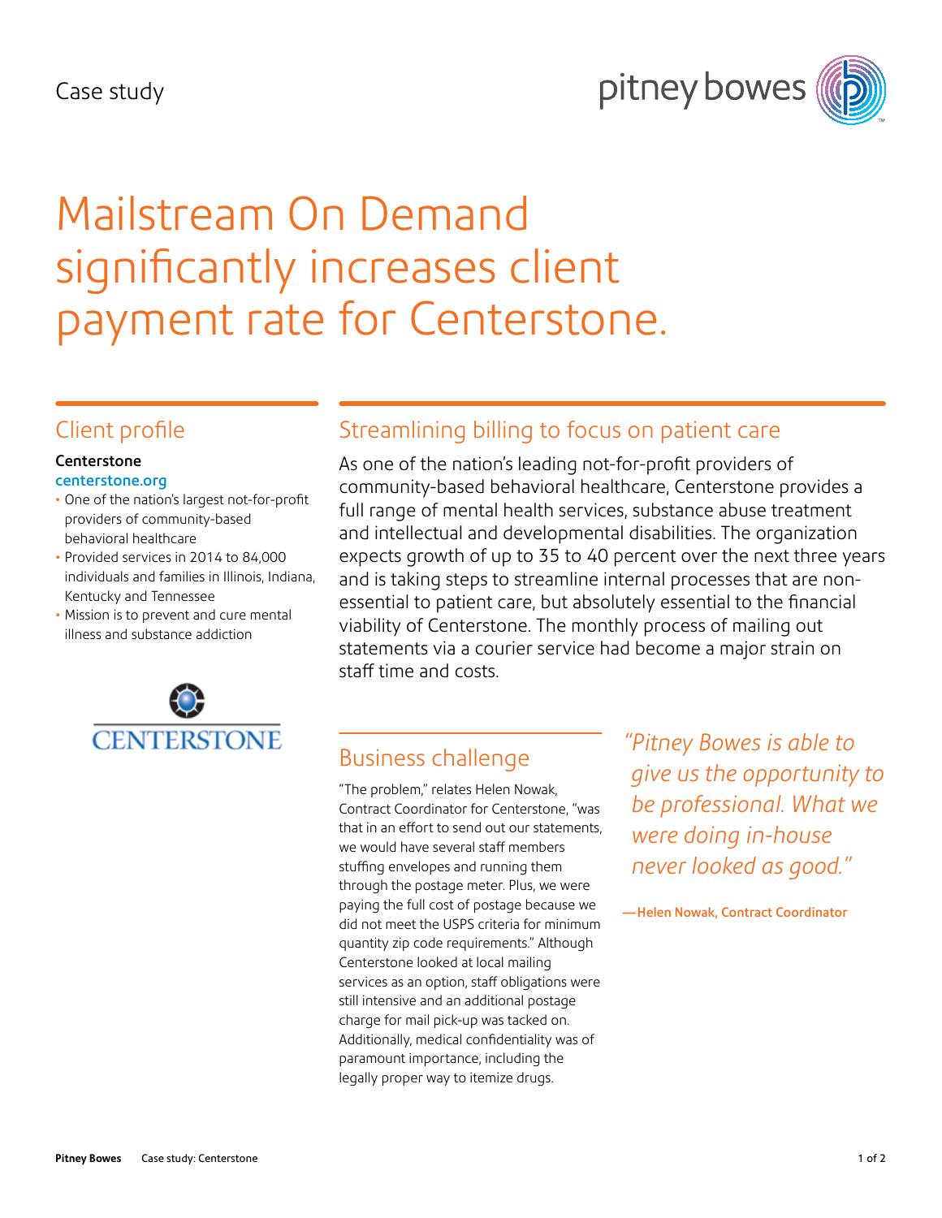Case study

# Mailstream On Demand significantly increases client payment rate for Centerstone.

## Client profile

**Centerstone**
centerstone.org

- One of the nation's largest not-for-profit providers of community-based behavioral healthcare
- Provided services in 2014 to 84,000 individuals and families in Illinois, Indiana, Kentucky and Tennessee
- Mission is to prevent and cure mental illness and substance addiction

## Streamlining billing to focus on patient care

As one of the nation's leading not-for-profit providers of community-based behavioral healthcare, Centerstone provides a full range of mental health services, substance abuse treatment and intellectual and developmental disabilities. The organization expects growth of up to 35 to 40 percent over the next three years and is taking steps to streamline internal processes that are non-essential to patient care, but absolutely essential to the financial viability of Centerstone. The monthly process of mailing out statements via a courier service had become a major strain on staff time and costs.

## Business challenge

"The problem," relates Helen Nowak, Contract Coordinator for Centerstone, "was that in an effort to send out our statements, we would have several staff members stuffing envelopes and running them through the postage meter. Plus, we were paying the full cost of postage because we did not meet the USPS criteria for minimum quantity zip code requirements." Although Centerstone looked at local mailing services as an option, staff obligations were still intensive and an additional postage charge for mail pick-up was tacked on. Additionally, medical confidentiality was of paramount importance, including the legally proper way to itemize drugs.

> *"Pitney Bowes is able to give us the opportunity to be professional. What we were doing in-house never looked as good."*
>
> **—Helen Nowak, Contract Coordinator**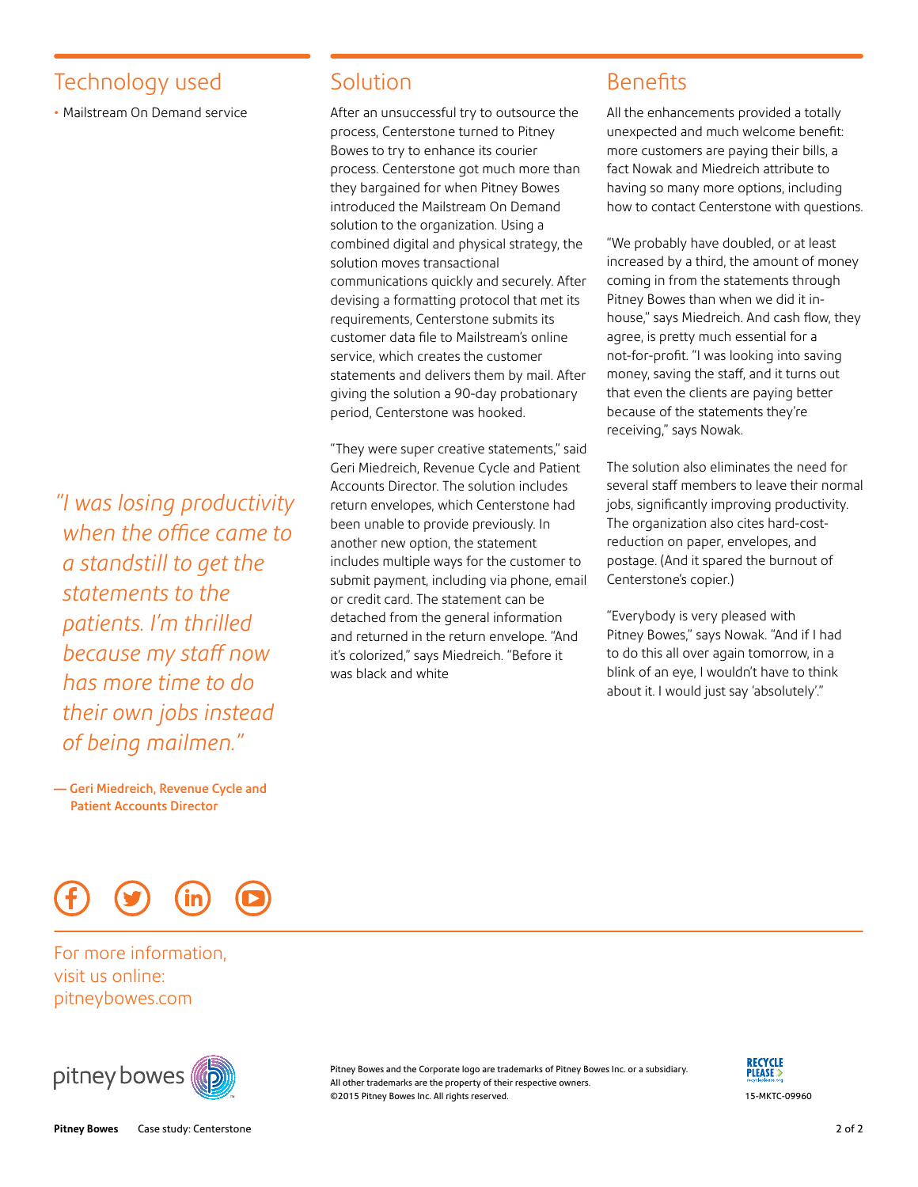## Technology used

- Mailstream On Demand service

*"I was losing productivity when the office came to a standstill to get the statements to the patients. I'm thrilled because my staff now has more time to do their own jobs instead of being mailmen."*

**— Geri Miedreich, Revenue Cycle and Patient Accounts Director**

## Solution

After an unsuccessful try to outsource the process, Centerstone turned to Pitney Bowes to try to enhance its courier process. Centerstone got much more than they bargained for when Pitney Bowes introduced the Mailstream On Demand solution to the organization. Using a combined digital and physical strategy, the solution moves transactional communications quickly and securely. After devising a formatting protocol that met its requirements, Centerstone submits its customer data file to Mailstream's online service, which creates the customer statements and delivers them by mail. After giving the solution a 90-day probationary period, Centerstone was hooked.

"They were super creative statements," said Geri Miedreich, Revenue Cycle and Patient Accounts Director. The solution includes return envelopes, which Centerstone had been unable to provide previously. In another new option, the statement includes multiple ways for the customer to submit payment, including via phone, email or credit card. The statement can be detached from the general information and returned in the return envelope. "And it's colorized," says Miedreich. "Before it was black and white

## Benefits

All the enhancements provided a totally unexpected and much welcome benefit: more customers are paying their bills, a fact Nowak and Miedreich attribute to having so many more options, including how to contact Centerstone with questions.

"We probably have doubled, or at least increased by a third, the amount of money coming in from the statements through Pitney Bowes than when we did it in-house," says Miedreich. And cash flow, they agree, is pretty much essential for a not-for-profit. "I was looking into saving money, saving the staff, and it turns out that even the clients are paying better because of the statements they're receiving," says Nowak.

The solution also eliminates the need for several staff members to leave their normal jobs, significantly improving productivity. The organization also cites hard-cost-reduction on paper, envelopes, and postage. (And it spared the burnout of Centerstone's copier.)

"Everybody is very pleased with Pitney Bowes," says Nowak. "And if I had to do this all over again tomorrow, in a blink of an eye, I wouldn't have to think about it. I would just say 'absolutely'."

For more information, visit us online: pitneybowes.com

Pitney Bowes and the Corporate logo are trademarks of Pitney Bowes Inc. or a subsidiary. All other trademarks are the property of their respective owners. ©2015 Pitney Bowes Inc. All rights reserved.

15-MKTC-09960